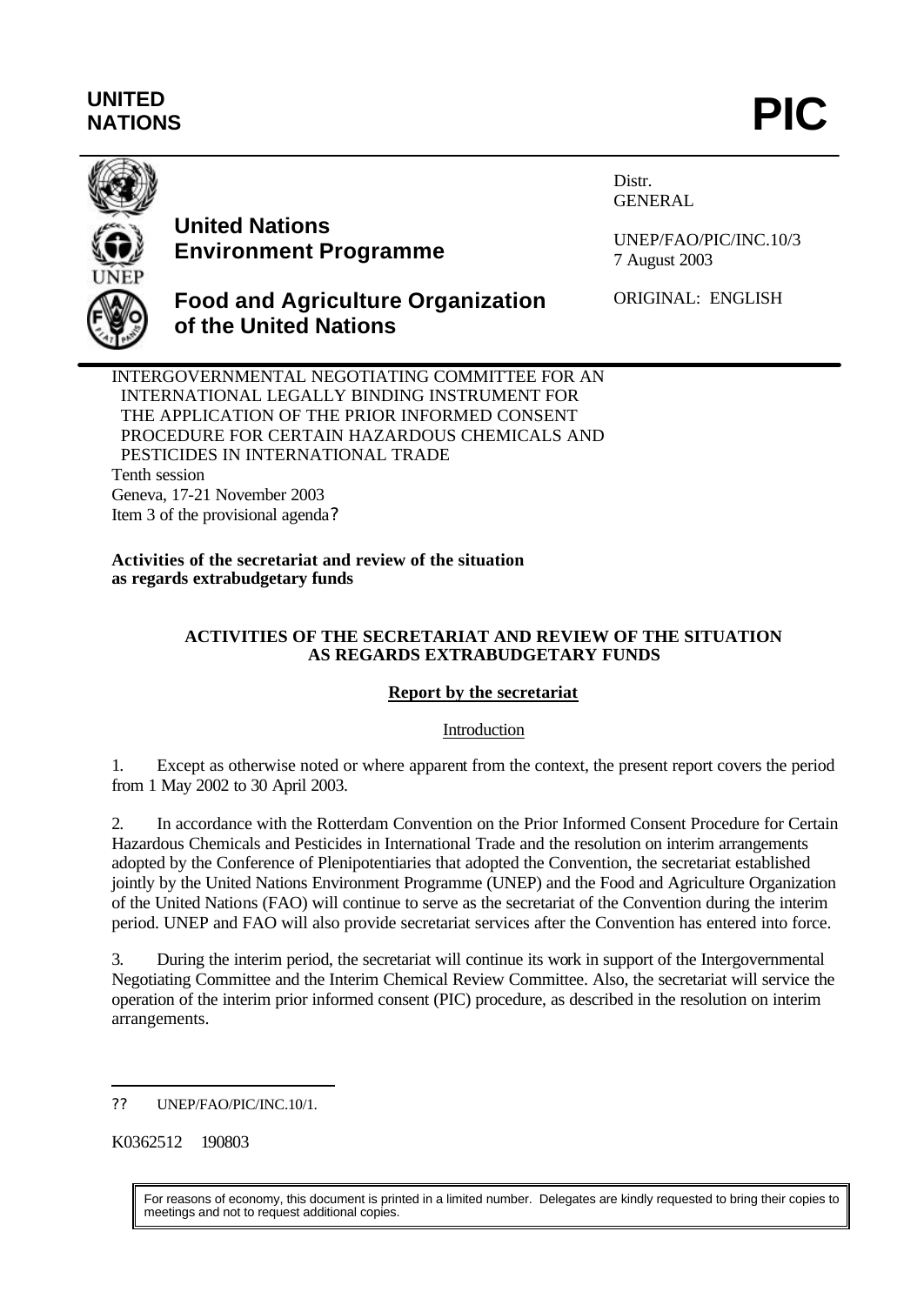**UNITED NATIONS** **PIC**

**United Nations Environment Programme**

**Food and Agriculture Organization of the United Nations**

Distr.
GENERAL

UNEP/FAO/PIC/INC.10/3
7 August 2003

ORIGINAL: ENGLISH

INTERGOVERNMENTAL NEGOTIATING COMMITTEE FOR AN INTERNATIONAL LEGALLY BINDING INSTRUMENT FOR THE APPLICATION OF THE PRIOR INFORMED CONSENT PROCEDURE FOR CERTAIN HAZARDOUS CHEMICALS AND PESTICIDES IN INTERNATIONAL TRADE
Tenth session
Geneva, 17-21 November 2003
Item 3 of the provisional agenda?

**Activities of the secretariat and review of the situation as regards extrabudgetary funds**

## ACTIVITIES OF THE SECRETARIAT AND REVIEW OF THE SITUATION AS REGARDS EXTRABUDGETARY FUNDS

### Report by the secretariat

Introduction

1. Except as otherwise noted or where apparent from the context, the present report covers the period from 1 May 2002 to 30 April 2003.

2. In accordance with the Rotterdam Convention on the Prior Informed Consent Procedure for Certain Hazardous Chemicals and Pesticides in International Trade and the resolution on interim arrangements adopted by the Conference of Plenipotentiaries that adopted the Convention, the secretariat established jointly by the United Nations Environment Programme (UNEP) and the Food and Agriculture Organization of the United Nations (FAO) will continue to serve as the secretariat of the Convention during the interim period. UNEP and FAO will also provide secretariat services after the Convention has entered into force.

3. During the interim period, the secretariat will continue its work in support of the Intergovernmental Negotiating Committee and the Interim Chemical Review Committee. Also, the secretariat will service the operation of the interim prior informed consent (PIC) procedure, as described in the resolution on interim arrangements.

?? UNEP/FAO/PIC/INC.10/1.

K0362512 190803

For reasons of economy, this document is printed in a limited number. Delegates are kindly requested to bring their copies to meetings and not to request additional copies.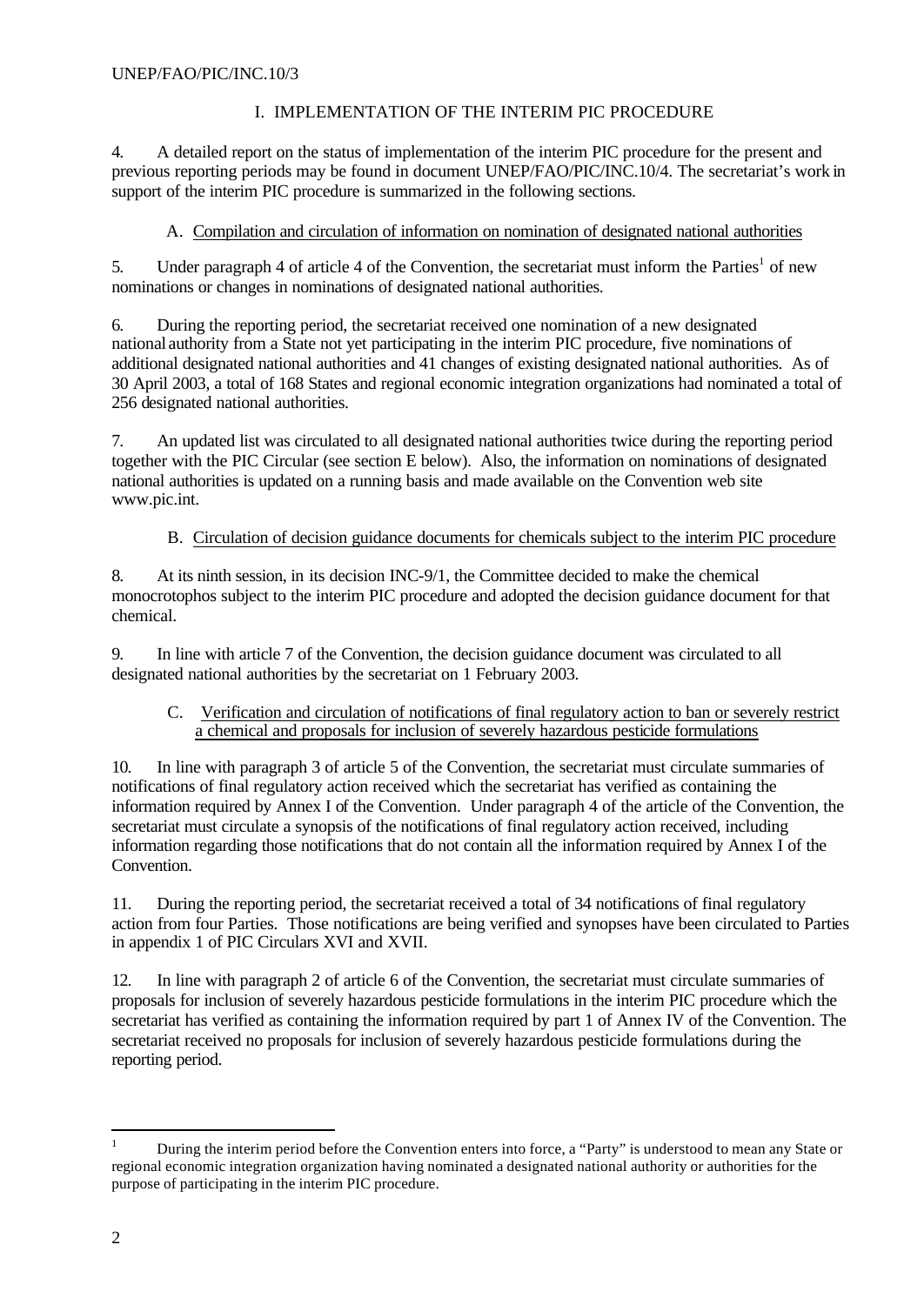## I. IMPLEMENTATION OF THE INTERIM PIC PROCEDURE

4. A detailed report on the status of implementation of the interim PIC procedure for the present and previous reporting periods may be found in document UNEP/FAO/PIC/INC.10/4. The secretariat's work in support of the interim PIC procedure is summarized in the following sections.

### A. Compilation and circulation of information on nomination of designated national authorities

5. Under paragraph 4 of article 4 of the Convention, the secretariat must inform the Parties[1] of new nominations or changes in nominations of designated national authorities.

6. During the reporting period, the secretariat received one nomination of a new designated national authority from a State not yet participating in the interim PIC procedure, five nominations of additional designated national authorities and 41 changes of existing designated national authorities. As of 30 April 2003, a total of 168 States and regional economic integration organizations had nominated a total of 256 designated national authorities.

7. An updated list was circulated to all designated national authorities twice during the reporting period together with the PIC Circular (see section E below). Also, the information on nominations of designated national authorities is updated on a running basis and made available on the Convention web site www.pic.int.

### B. Circulation of decision guidance documents for chemicals subject to the interim PIC procedure

8. At its ninth session, in its decision INC-9/1, the Committee decided to make the chemical monocrotophos subject to the interim PIC procedure and adopted the decision guidance document for that chemical.

9. In line with article 7 of the Convention, the decision guidance document was circulated to all designated national authorities by the secretariat on 1 February 2003.

### C. Verification and circulation of notifications of final regulatory action to ban or severely restrict a chemical and proposals for inclusion of severely hazardous pesticide formulations

10. In line with paragraph 3 of article 5 of the Convention, the secretariat must circulate summaries of notifications of final regulatory action received which the secretariat has verified as containing the information required by Annex I of the Convention. Under paragraph 4 of the article of the Convention, the secretariat must circulate a synopsis of the notifications of final regulatory action received, including information regarding those notifications that do not contain all the information required by Annex I of the Convention.

11. During the reporting period, the secretariat received a total of 34 notifications of final regulatory action from four Parties. Those notifications are being verified and synopses have been circulated to Parties in appendix 1 of PIC Circulars XVI and XVII.

12. In line with paragraph 2 of article 6 of the Convention, the secretariat must circulate summaries of proposals for inclusion of severely hazardous pesticide formulations in the interim PIC procedure which the secretariat has verified as containing the information required by part 1 of Annex IV of the Convention. The secretariat received no proposals for inclusion of severely hazardous pesticide formulations during the reporting period.

---

[1] During the interim period before the Convention enters into force, a "Party" is understood to mean any State or regional economic integration organization having nominated a designated national authority or authorities for the purpose of participating in the interim PIC procedure.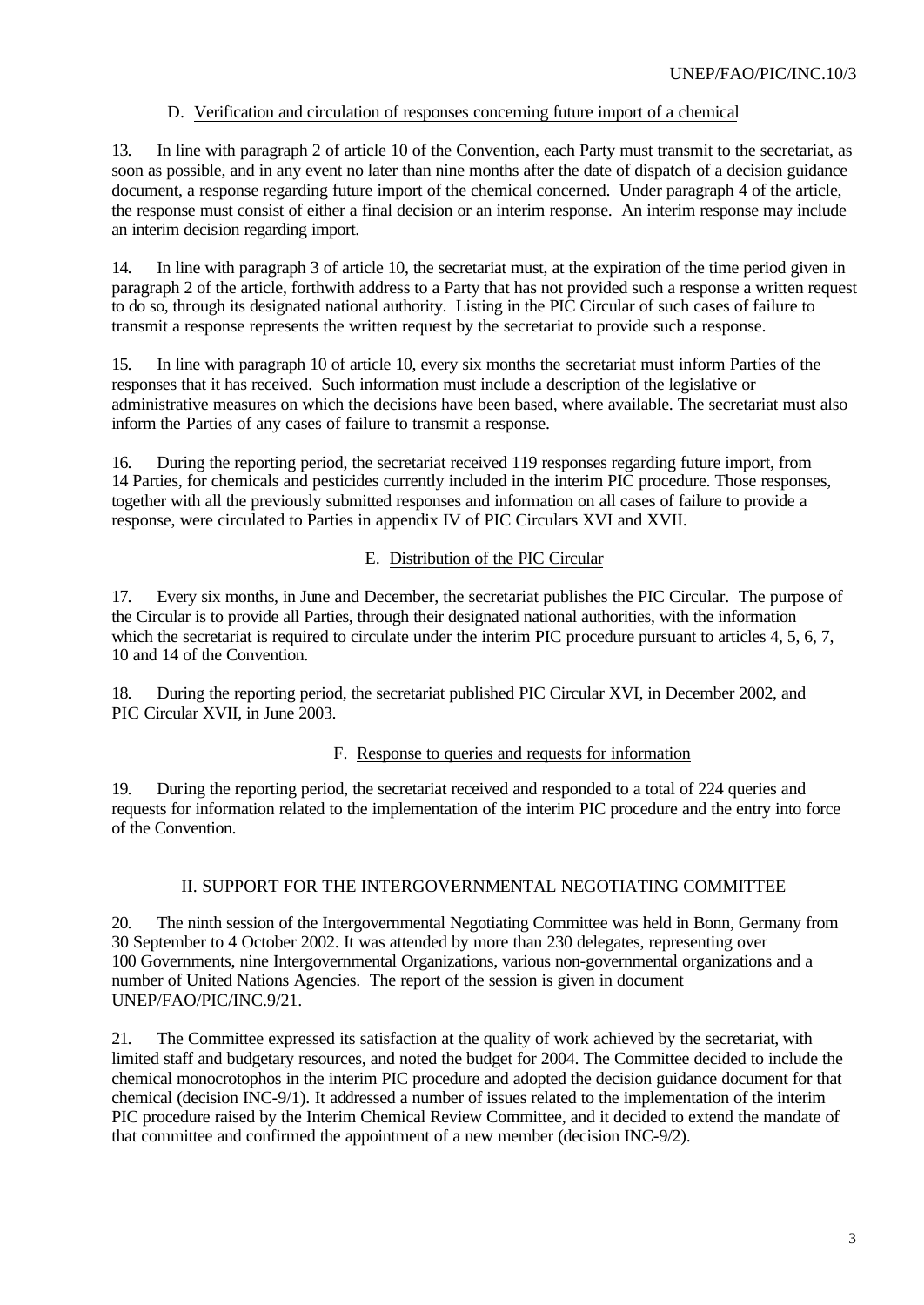### D. Verification and circulation of responses concerning future import of a chemical

13. In line with paragraph 2 of article 10 of the Convention, each Party must transmit to the secretariat, as soon as possible, and in any event no later than nine months after the date of dispatch of a decision guidance document, a response regarding future import of the chemical concerned. Under paragraph 4 of the article, the response must consist of either a final decision or an interim response. An interim response may include an interim decision regarding import.

14. In line with paragraph 3 of article 10, the secretariat must, at the expiration of the time period given in paragraph 2 of the article, forthwith address to a Party that has not provided such a response a written request to do so, through its designated national authority. Listing in the PIC Circular of such cases of failure to transmit a response represents the written request by the secretariat to provide such a response.

15. In line with paragraph 10 of article 10, every six months the secretariat must inform Parties of the responses that it has received. Such information must include a description of the legislative or administrative measures on which the decisions have been based, where available. The secretariat must also inform the Parties of any cases of failure to transmit a response.

16. During the reporting period, the secretariat received 119 responses regarding future import, from 14 Parties, for chemicals and pesticides currently included in the interim PIC procedure. Those responses, together with all the previously submitted responses and information on all cases of failure to provide a response, were circulated to Parties in appendix IV of PIC Circulars XVI and XVII.

### E. Distribution of the PIC Circular

17. Every six months, in June and December, the secretariat publishes the PIC Circular. The purpose of the Circular is to provide all Parties, through their designated national authorities, with the information which the secretariat is required to circulate under the interim PIC procedure pursuant to articles 4, 5, 6, 7, 10 and 14 of the Convention.

18. During the reporting period, the secretariat published PIC Circular XVI, in December 2002, and PIC Circular XVII, in June 2003.

### F. Response to queries and requests for information

19. During the reporting period, the secretariat received and responded to a total of 224 queries and requests for information related to the implementation of the interim PIC procedure and the entry into force of the Convention.

## II. SUPPORT FOR THE INTERGOVERNMENTAL NEGOTIATING COMMITTEE

20. The ninth session of the Intergovernmental Negotiating Committee was held in Bonn, Germany from 30 September to 4 October 2002. It was attended by more than 230 delegates, representing over 100 Governments, nine Intergovernmental Organizations, various non-governmental organizations and a number of United Nations Agencies. The report of the session is given in document UNEP/FAO/PIC/INC.9/21.

21. The Committee expressed its satisfaction at the quality of work achieved by the secretariat, with limited staff and budgetary resources, and noted the budget for 2004. The Committee decided to include the chemical monocrotophos in the interim PIC procedure and adopted the decision guidance document for that chemical (decision INC-9/1). It addressed a number of issues related to the implementation of the interim PIC procedure raised by the Interim Chemical Review Committee, and it decided to extend the mandate of that committee and confirmed the appointment of a new member (decision INC-9/2).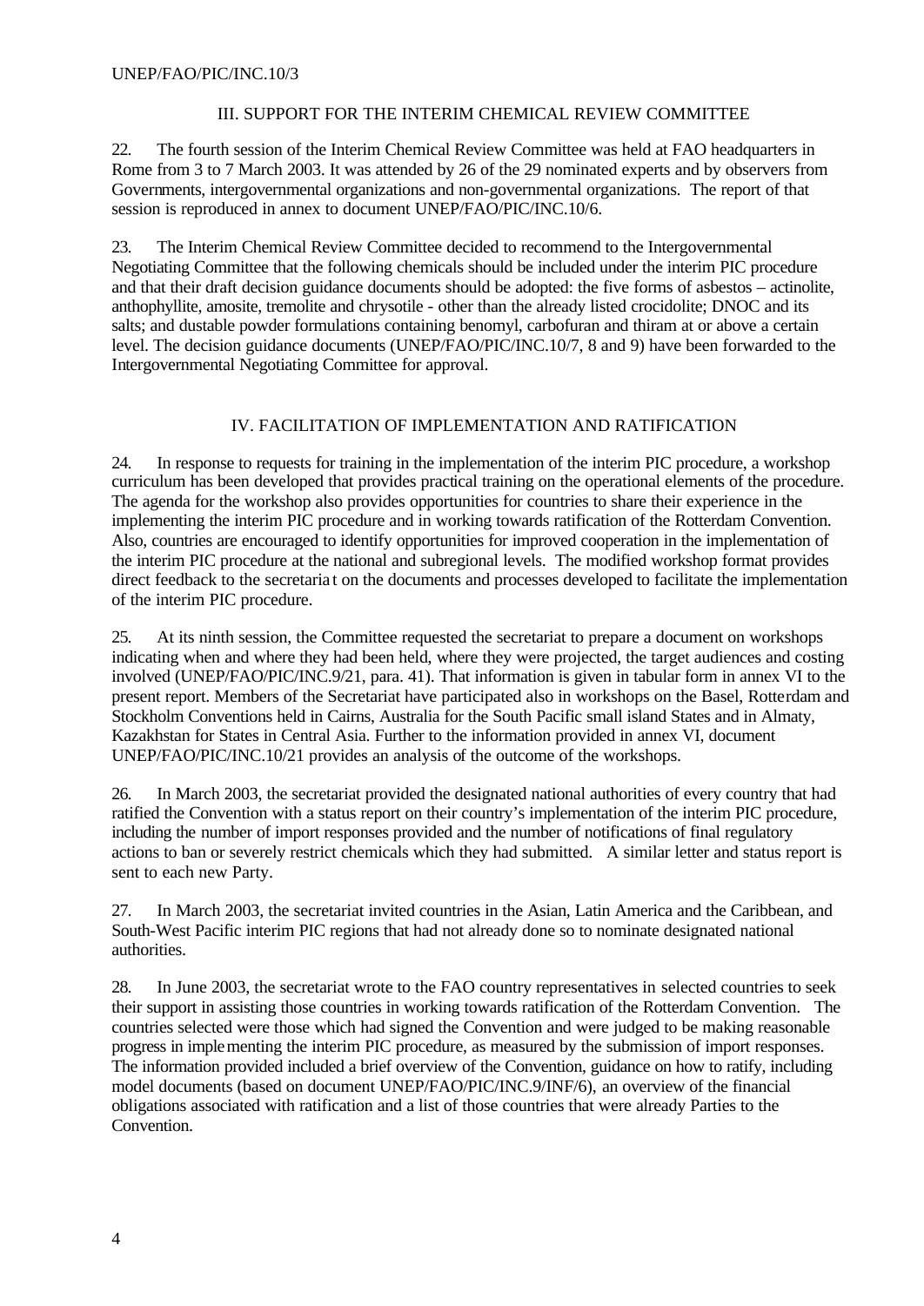## III. SUPPORT FOR THE INTERIM CHEMICAL REVIEW COMMITTEE

22. The fourth session of the Interim Chemical Review Committee was held at FAO headquarters in Rome from 3 to 7 March 2003. It was attended by 26 of the 29 nominated experts and by observers from Governments, intergovernmental organizations and non-governmental organizations. The report of that session is reproduced in annex to document UNEP/FAO/PIC/INC.10/6.

23. The Interim Chemical Review Committee decided to recommend to the Intergovernmental Negotiating Committee that the following chemicals should be included under the interim PIC procedure and that their draft decision guidance documents should be adopted: the five forms of asbestos – actinolite, anthophyllite, amosite, tremolite and chrysotile - other than the already listed crocidolite; DNOC and its salts; and dustable powder formulations containing benomyl, carbofuran and thiram at or above a certain level. The decision guidance documents (UNEP/FAO/PIC/INC.10/7, 8 and 9) have been forwarded to the Intergovernmental Negotiating Committee for approval.

## IV. FACILITATION OF IMPLEMENTATION AND RATIFICATION

24. In response to requests for training in the implementation of the interim PIC procedure, a workshop curriculum has been developed that provides practical training on the operational elements of the procedure. The agenda for the workshop also provides opportunities for countries to share their experience in the implementing the interim PIC procedure and in working towards ratification of the Rotterdam Convention. Also, countries are encouraged to identify opportunities for improved cooperation in the implementation of the interim PIC procedure at the national and subregional levels. The modified workshop format provides direct feedback to the secretariat on the documents and processes developed to facilitate the implementation of the interim PIC procedure.

25. At its ninth session, the Committee requested the secretariat to prepare a document on workshops indicating when and where they had been held, where they were projected, the target audiences and costing involved (UNEP/FAO/PIC/INC.9/21, para. 41). That information is given in tabular form in annex VI to the present report. Members of the Secretariat have participated also in workshops on the Basel, Rotterdam and Stockholm Conventions held in Cairns, Australia for the South Pacific small island States and in Almaty, Kazakhstan for States in Central Asia. Further to the information provided in annex VI, document UNEP/FAO/PIC/INC.10/21 provides an analysis of the outcome of the workshops.

26. In March 2003, the secretariat provided the designated national authorities of every country that had ratified the Convention with a status report on their country's implementation of the interim PIC procedure, including the number of import responses provided and the number of notifications of final regulatory actions to ban or severely restrict chemicals which they had submitted. A similar letter and status report is sent to each new Party.

27. In March 2003, the secretariat invited countries in the Asian, Latin America and the Caribbean, and South-West Pacific interim PIC regions that had not already done so to nominate designated national authorities.

28. In June 2003, the secretariat wrote to the FAO country representatives in selected countries to seek their support in assisting those countries in working towards ratification of the Rotterdam Convention. The countries selected were those which had signed the Convention and were judged to be making reasonable progress in implementing the interim PIC procedure, as measured by the submission of import responses. The information provided included a brief overview of the Convention, guidance on how to ratify, including model documents (based on document UNEP/FAO/PIC/INC.9/INF/6), an overview of the financial obligations associated with ratification and a list of those countries that were already Parties to the Convention.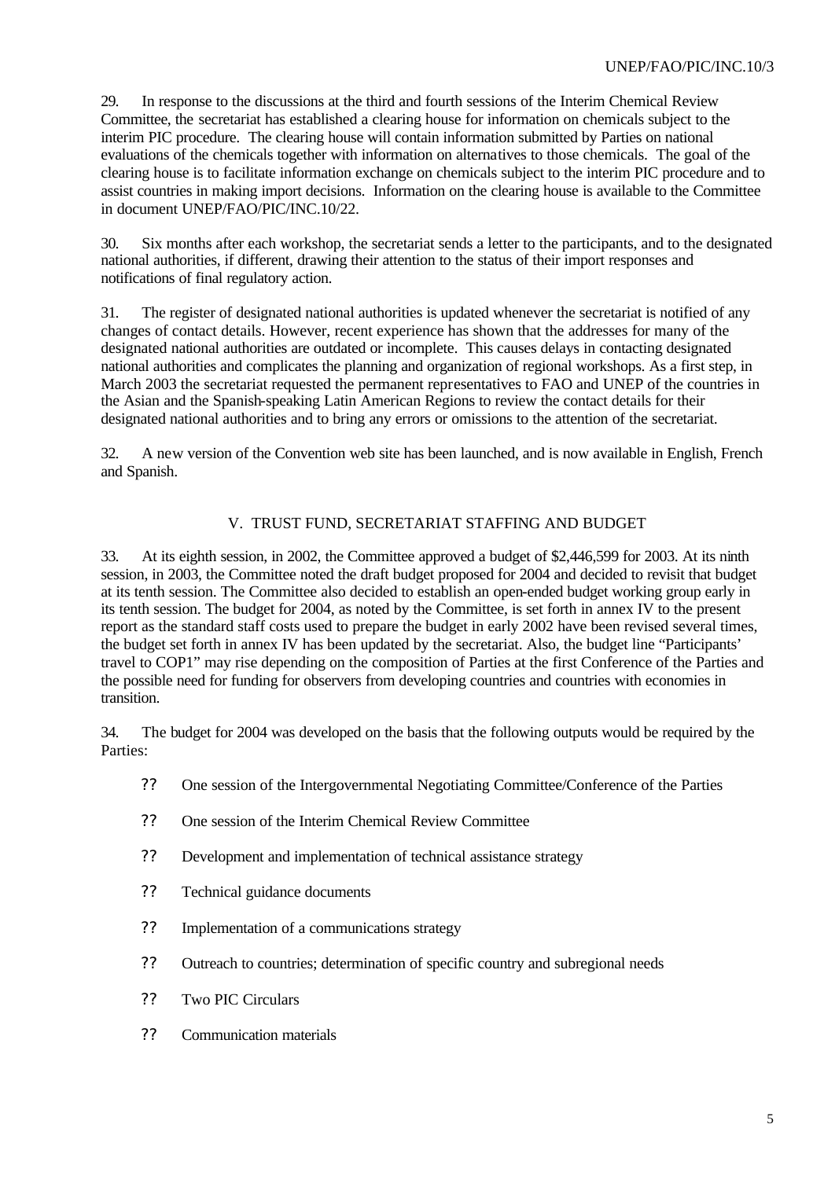29. In response to the discussions at the third and fourth sessions of the Interim Chemical Review Committee, the secretariat has established a clearing house for information on chemicals subject to the interim PIC procedure. The clearing house will contain information submitted by Parties on national evaluations of the chemicals together with information on alternatives to those chemicals. The goal of the clearing house is to facilitate information exchange on chemicals subject to the interim PIC procedure and to assist countries in making import decisions. Information on the clearing house is available to the Committee in document UNEP/FAO/PIC/INC.10/22.

30. Six months after each workshop, the secretariat sends a letter to the participants, and to the designated national authorities, if different, drawing their attention to the status of their import responses and notifications of final regulatory action.

31. The register of designated national authorities is updated whenever the secretariat is notified of any changes of contact details. However, recent experience has shown that the addresses for many of the designated national authorities are outdated or incomplete. This causes delays in contacting designated national authorities and complicates the planning and organization of regional workshops. As a first step, in March 2003 the secretariat requested the permanent representatives to FAO and UNEP of the countries in the Asian and the Spanish-speaking Latin American Regions to review the contact details for their designated national authorities and to bring any errors or omissions to the attention of the secretariat.

32. A new version of the Convention web site has been launched, and is now available in English, French and Spanish.

## V. TRUST FUND, SECRETARIAT STAFFING AND BUDGET

33. At its eighth session, in 2002, the Committee approved a budget of $2,446,599 for 2003. At its ninth session, in 2003, the Committee noted the draft budget proposed for 2004 and decided to revisit that budget at its tenth session. The Committee also decided to establish an open-ended budget working group early in its tenth session. The budget for 2004, as noted by the Committee, is set forth in annex IV to the present report as the standard staff costs used to prepare the budget in early 2002 have been revised several times, the budget set forth in annex IV has been updated by the secretariat. Also, the budget line "Participants' travel to COP1" may rise depending on the composition of Parties at the first Conference of the Parties and the possible need for funding for observers from developing countries and countries with economies in transition.

34. The budget for 2004 was developed on the basis that the following outputs would be required by the Parties:

- One session of the Intergovernmental Negotiating Committee/Conference of the Parties
- One session of the Interim Chemical Review Committee
- Development and implementation of technical assistance strategy
- Technical guidance documents
- Implementation of a communications strategy
- Outreach to countries; determination of specific country and subregional needs
- Two PIC Circulars
- Communication materials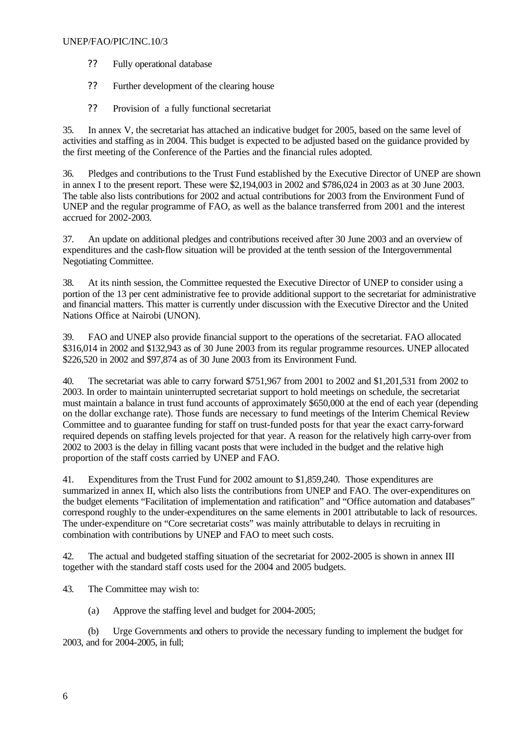- Fully operational database
- Further development of the clearing house
- Provision of a fully functional secretariat

35. In annex V, the secretariat has attached an indicative budget for 2005, based on the same level of activities and staffing as in 2004. This budget is expected to be adjusted based on the guidance provided by the first meeting of the Conference of the Parties and the financial rules adopted.

36. Pledges and contributions to the Trust Fund established by the Executive Director of UNEP are shown in annex I to the present report. These were $2,194,003 in 2002 and $786,024 in 2003 as at 30 June 2003. The table also lists contributions for 2002 and actual contributions for 2003 from the Environment Fund of UNEP and the regular programme of FAO, as well as the balance transferred from 2001 and the interest accrued for 2002-2003.

37. An update on additional pledges and contributions received after 30 June 2003 and an overview of expenditures and the cash-flow situation will be provided at the tenth session of the Intergovernmental Negotiating Committee.

38. At its ninth session, the Committee requested the Executive Director of UNEP to consider using a portion of the 13 per cent administrative fee to provide additional support to the secretariat for administrative and financial matters. This matter is currently under discussion with the Executive Director and the United Nations Office at Nairobi (UNON).

39. FAO and UNEP also provide financial support to the operations of the secretariat. FAO allocated $316,014 in 2002 and $132,943 as of 30 June 2003 from its regular programme resources. UNEP allocated $226,520 in 2002 and $97,874 as of 30 June 2003 from its Environment Fund.

40. The secretariat was able to carry forward $751,967 from 2001 to 2002 and $1,201,531 from 2002 to 2003. In order to maintain uninterrupted secretariat support to hold meetings on schedule, the secretariat must maintain a balance in trust fund accounts of approximately $650,000 at the end of each year (depending on the dollar exchange rate). Those funds are necessary to fund meetings of the Interim Chemical Review Committee and to guarantee funding for staff on trust-funded posts for that year the exact carry-forward required depends on staffing levels projected for that year. A reason for the relatively high carry-over from 2002 to 2003 is the delay in filling vacant posts that were included in the budget and the relative high proportion of the staff costs carried by UNEP and FAO.

41. Expenditures from the Trust Fund for 2002 amount to $1,859,240. Those expenditures are summarized in annex II, which also lists the contributions from UNEP and FAO. The over-expenditures on the budget elements "Facilitation of implementation and ratification" and "Office automation and databases" correspond roughly to the under-expenditures on the same elements in 2001 attributable to lack of resources. The under-expenditure on "Core secretariat costs" was mainly attributable to delays in recruiting in combination with contributions by UNEP and FAO to meet such costs.

42. The actual and budgeted staffing situation of the secretariat for 2002-2005 is shown in annex III together with the standard staff costs used for the 2004 and 2005 budgets.

43. The Committee may wish to:

(a) Approve the staffing level and budget for 2004-2005;

(b) Urge Governments and others to provide the necessary funding to implement the budget for 2003, and for 2004-2005, in full;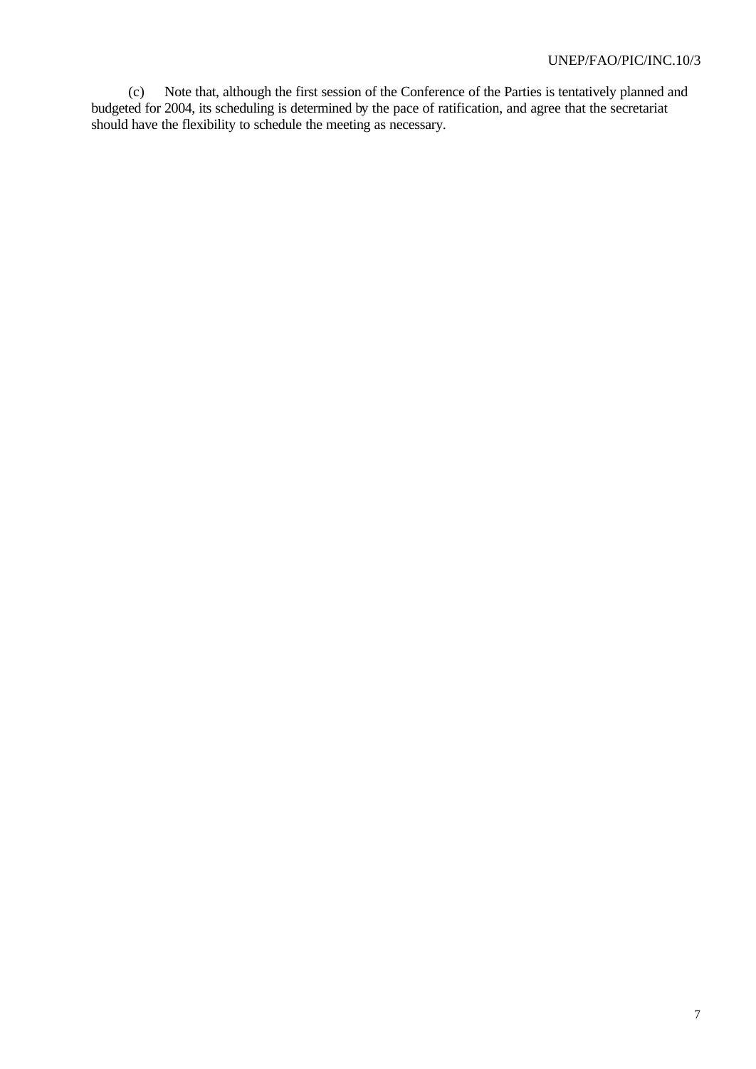(c) Note that, although the first session of the Conference of the Parties is tentatively planned and budgeted for 2004, its scheduling is determined by the pace of ratification, and agree that the secretariat should have the flexibility to schedule the meeting as necessary.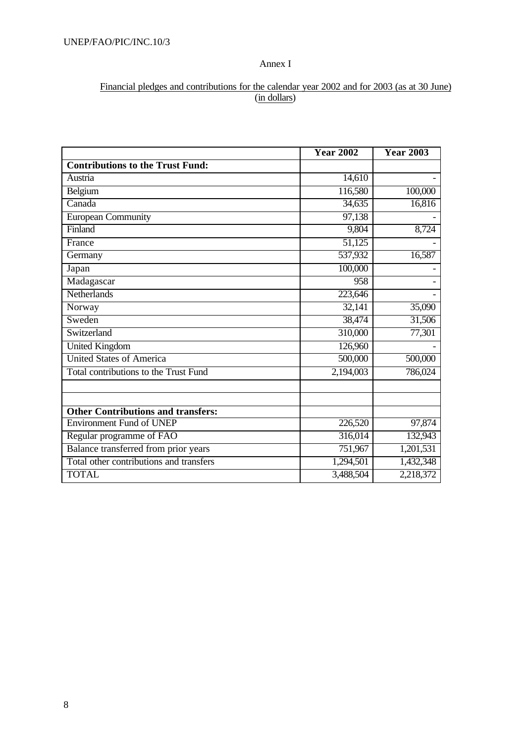Annex I

Financial pledges and contributions for the calendar year 2002 and for 2003 (as at 30 June)
(in dollars)

| | Year 2002 | Year 2003 |
|---|---|---|
| **Contributions to the Trust Fund:** | | |
| Austria | 14,610 | - |
| Belgium | 116,580 | 100,000 |
| Canada | 34,635 | 16,816 |
| European Community | 97,138 | - |
| Finland | 9,804 | 8,724 |
| France | 51,125 | - |
| Germany | 537,932 | 16,587 |
| Japan | 100,000 | - |
| Madagascar | 958 | - |
| Netherlands | 223,646 | - |
| Norway | 32,141 | 35,090 |
| Sweden | 38,474 | 31,506 |
| Switzerland | 310,000 | 77,301 |
| United Kingdom | 126,960 | - |
| United States of America | 500,000 | 500,000 |
| Total contributions to the Trust Fund | 2,194,003 | 786,024 |
| | | |
| | | |
| **Other Contributions and transfers:** | | |
| Environment Fund of UNEP | 226,520 | 97,874 |
| Regular programme of FAO | 316,014 | 132,943 |
| Balance transferred from prior years | 751,967 | 1,201,531 |
| Total other contributions and transfers | 1,294,501 | 1,432,348 |
| TOTAL | 3,488,504 | 2,218,372 |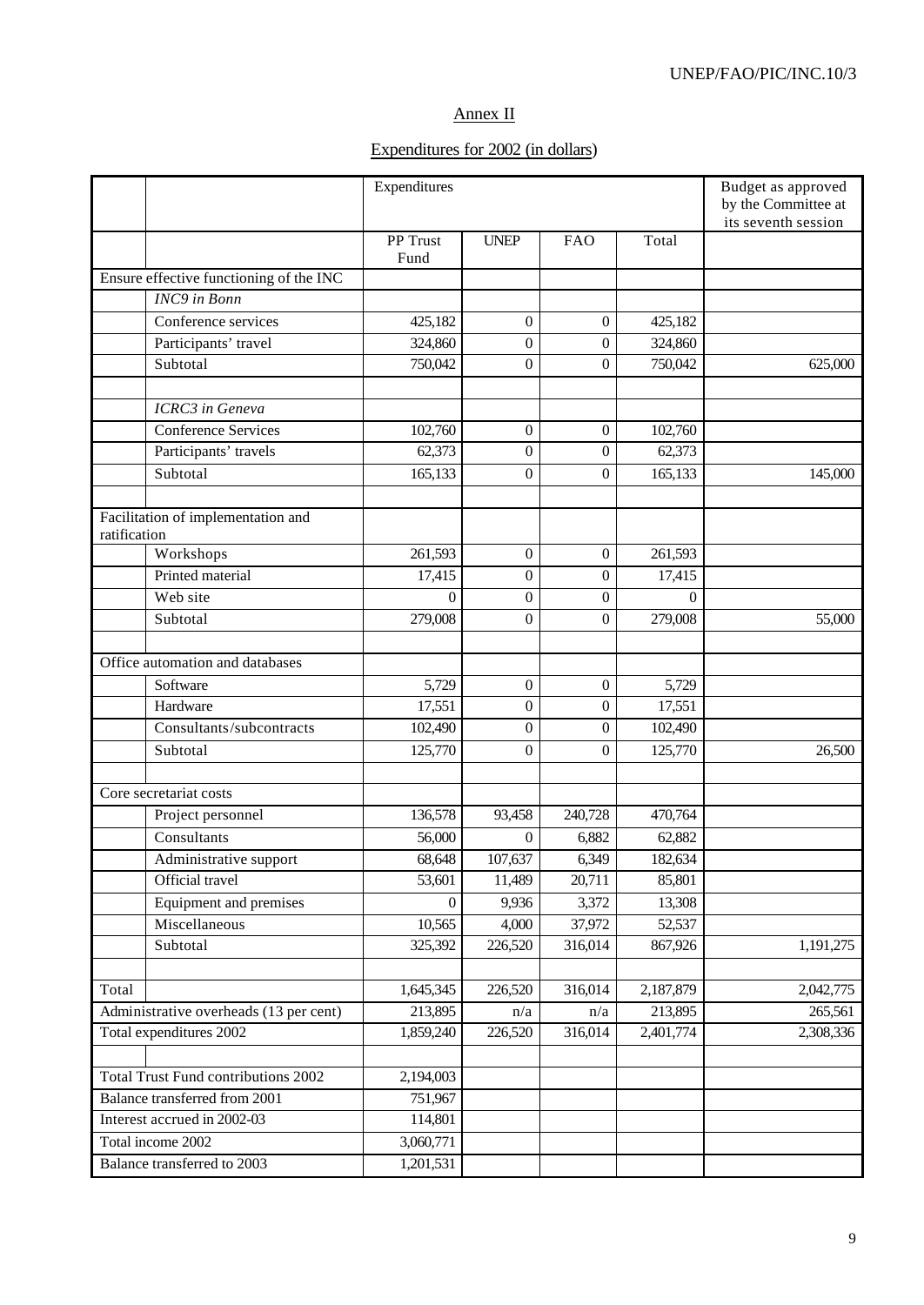## Annex II

## Expenditures for 2002 (in dollars)

| | | Expenditures | | | | Budget as approved by the Committee at its seventh session |
|---|---|---|---|---|---|---|
| | | PP Trust Fund | UNEP | FAO | Total | |
| Ensure effective functioning of the INC | | | | | | |
| | *INC9 in Bonn* | | | | | |
| | Conference services | 425,182 | 0 | 0 | 425,182 | |
| | Participants' travel | 324,860 | 0 | 0 | 324,860 | |
| | Subtotal | 750,042 | 0 | 0 | 750,042 | 625,000 |
| | | | | | | |
| | *ICRC3 in Geneva* | | | | | |
| | Conference Services | 102,760 | 0 | 0 | 102,760 | |
| | Participants' travels | 62,373 | 0 | 0 | 62,373 | |
| | Subtotal | 165,133 | 0 | 0 | 165,133 | 145,000 |
| | | | | | | |
| Facilitation of implementation and ratification | | | | | | |
| | Workshops | 261,593 | 0 | 0 | 261,593 | |
| | Printed material | 17,415 | 0 | 0 | 17,415 | |
| | Web site | 0 | 0 | 0 | 0 | |
| | Subtotal | 279,008 | 0 | 0 | 279,008 | 55,000 |
| | | | | | | |
| Office automation and databases | | | | | | |
| | Software | 5,729 | 0 | 0 | 5,729 | |
| | Hardware | 17,551 | 0 | 0 | 17,551 | |
| | Consultants/subcontracts | 102,490 | 0 | 0 | 102,490 | |
| | Subtotal | 125,770 | 0 | 0 | 125,770 | 26,500 |
| | | | | | | |
| Core secretariat costs | | | | | | |
| | Project personnel | 136,578 | 93,458 | 240,728 | 470,764 | |
| | Consultants | 56,000 | 0 | 6,882 | 62,882 | |
| | Administrative support | 68,648 | 107,637 | 6,349 | 182,634 | |
| | Official travel | 53,601 | 11,489 | 20,711 | 85,801 | |
| | Equipment and premises | 0 | 9,936 | 3,372 | 13,308 | |
| | Miscellaneous | 10,565 | 4,000 | 37,972 | 52,537 | |
| | Subtotal | 325,392 | 226,520 | 316,014 | 867,926 | 1,191,275 |
| | | | | | | |
| Total | | 1,645,345 | 226,520 | 316,014 | 2,187,879 | 2,042,775 |
| Administrative overheads (13 per cent) | | 213,895 | n/a | n/a | 213,895 | 265,561 |
| Total expenditures 2002 | | 1,859,240 | 226,520 | 316,014 | 2,401,774 | 2,308,336 |
| | | | | | | |
| Total Trust Fund contributions 2002 | | 2,194,003 | | | | |
| Balance transferred from 2001 | | 751,967 | | | | |
| Interest accrued in 2002-03 | | 114,801 | | | | |
| Total income 2002 | | 3,060,771 | | | | |
| Balance transferred to 2003 | | 1,201,531 | | | | |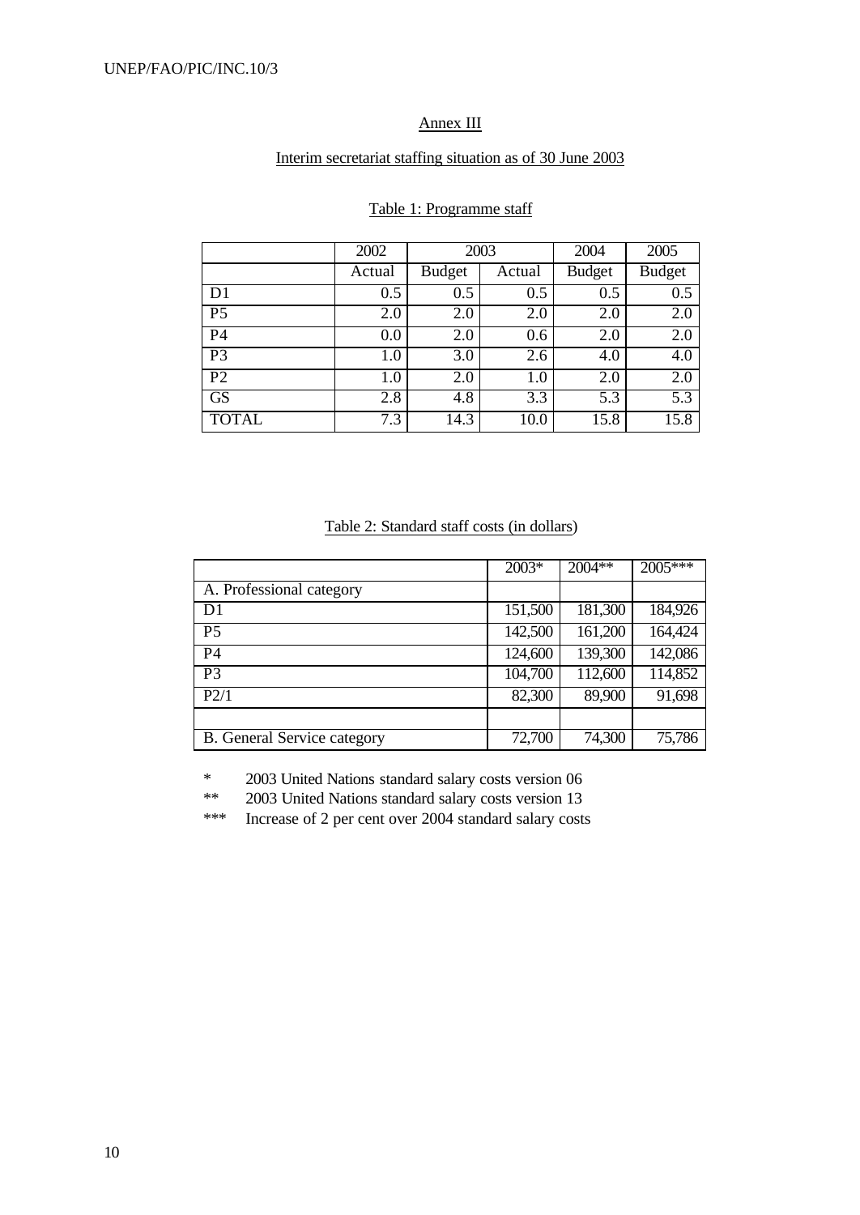## Annex III

### Interim secretariat staffing situation as of 30 June 2003

Table 1: Programme staff

| | 2002 | 2003 | | 2004 | 2005 |
|---|---|---|---|---|---|
| | Actual | Budget | Actual | Budget | Budget |
| D1 | 0.5 | 0.5 | 0.5 | 0.5 | 0.5 |
| P5 | 2.0 | 2.0 | 2.0 | 2.0 | 2.0 |
| P4 | 0.0 | 2.0 | 0.6 | 2.0 | 2.0 |
| P3 | 1.0 | 3.0 | 2.6 | 4.0 | 4.0 |
| P2 | 1.0 | 2.0 | 1.0 | 2.0 | 2.0 |
| GS | 2.8 | 4.8 | 3.3 | 5.3 | 5.3 |
| TOTAL | 7.3 | 14.3 | 10.0 | 15.8 | 15.8 |

Table 2: Standard staff costs (in dollars)

| | 2003* | 2004** | 2005*** |
|---|---|---|---|
| A. Professional category | | | |
| D1 | 151,500 | 181,300 | 184,926 |
| P5 | 142,500 | 161,200 | 164,424 |
| P4 | 124,600 | 139,300 | 142,086 |
| P3 | 104,700 | 112,600 | 114,852 |
| P2/1 | 82,300 | 89,900 | 91,698 |
| | | | |
| B. General Service category | 72,700 | 74,300 | 75,786 |

\* 2003 United Nations standard salary costs version 06

\** 2003 United Nations standard salary costs version 13

\*** Increase of 2 per cent over 2004 standard salary costs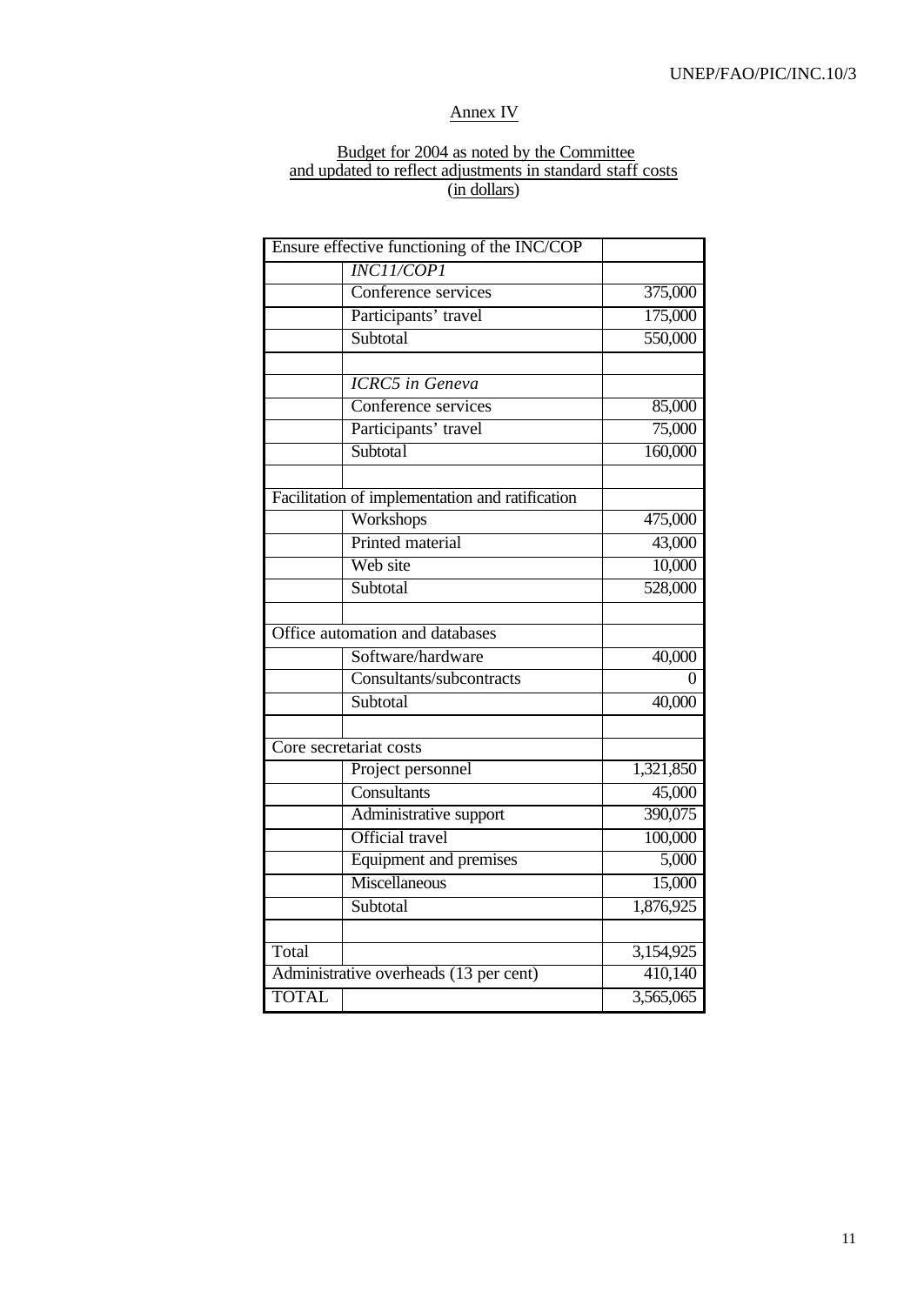## Annex IV

### Budget for 2004 as noted by the Committee and updated to reflect adjustments in standard staff costs (in dollars)

| | | |
|---|---|---|
| Ensure effective functioning of the INC/COP | | |
| | *INC11/COP1* | |
| | Conference services | 375,000 |
| | Participants' travel | 175,000 |
| | Subtotal | 550,000 |
| | | |
| | *ICRC5 in Geneva* | |
| | Conference services | 85,000 |
| | Participants' travel | 75,000 |
| | Subtotal | 160,000 |
| | | |
| Facilitation of implementation and ratification | | |
| | Workshops | 475,000 |
| | Printed material | 43,000 |
| | Web site | 10,000 |
| | Subtotal | 528,000 |
| | | |
| Office automation and databases | | |
| | Software/hardware | 40,000 |
| | Consultants/subcontracts | 0 |
| | Subtotal | 40,000 |
| | | |
| Core secretariat costs | | |
| | Project personnel | 1,321,850 |
| | Consultants | 45,000 |
| | Administrative support | 390,075 |
| | Official travel | 100,000 |
| | Equipment and premises | 5,000 |
| | Miscellaneous | 15,000 |
| | Subtotal | 1,876,925 |
| | | |
| Total | | 3,154,925 |
| Administrative overheads (13 per cent) | | 410,140 |
| TOTAL | | 3,565,065 |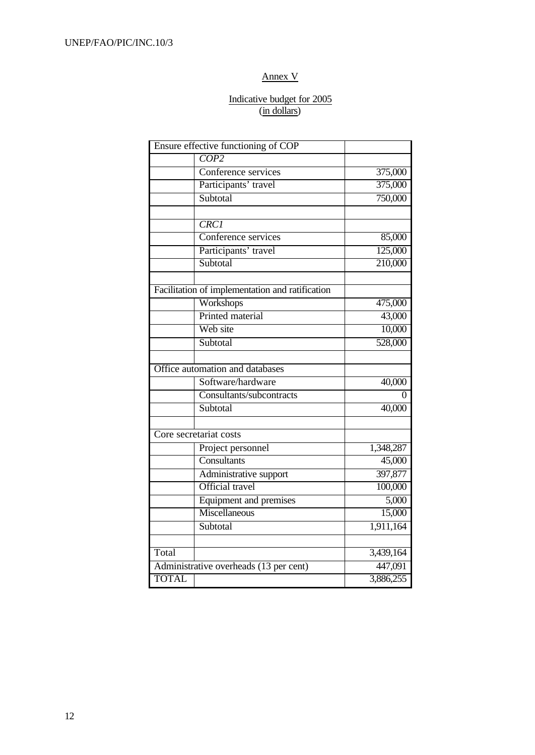Annex V

Indicative budget for 2005
(in dollars)

| | | |
|---|---|---|
| Ensure effective functioning of COP | | |
| | *COP2* | |
| | Conference services | 375,000 |
| | Participants' travel | 375,000 |
| | Subtotal | 750,000 |
| | | |
| | *CRC1* | |
| | Conference services | 85,000 |
| | Participants' travel | 125,000 |
| | Subtotal | 210,000 |
| | | |
| Facilitation of implementation and ratification | | |
| | Workshops | 475,000 |
| | Printed material | 43,000 |
| | Web site | 10,000 |
| | Subtotal | 528,000 |
| | | |
| Office automation and databases | | |
| | Software/hardware | 40,000 |
| | Consultants/subcontracts | 0 |
| | Subtotal | 40,000 |
| | | |
| Core secretariat costs | | |
| | Project personnel | 1,348,287 |
| | Consultants | 45,000 |
| | Administrative support | 397,877 |
| | Official travel | 100,000 |
| | Equipment and premises | 5,000 |
| | Miscellaneous | 15,000 |
| | Subtotal | 1,911,164 |
| | | |
| Total | | 3,439,164 |
| Administrative overheads (13 per cent) | | 447,091 |
| TOTAL | | 3,886,255 |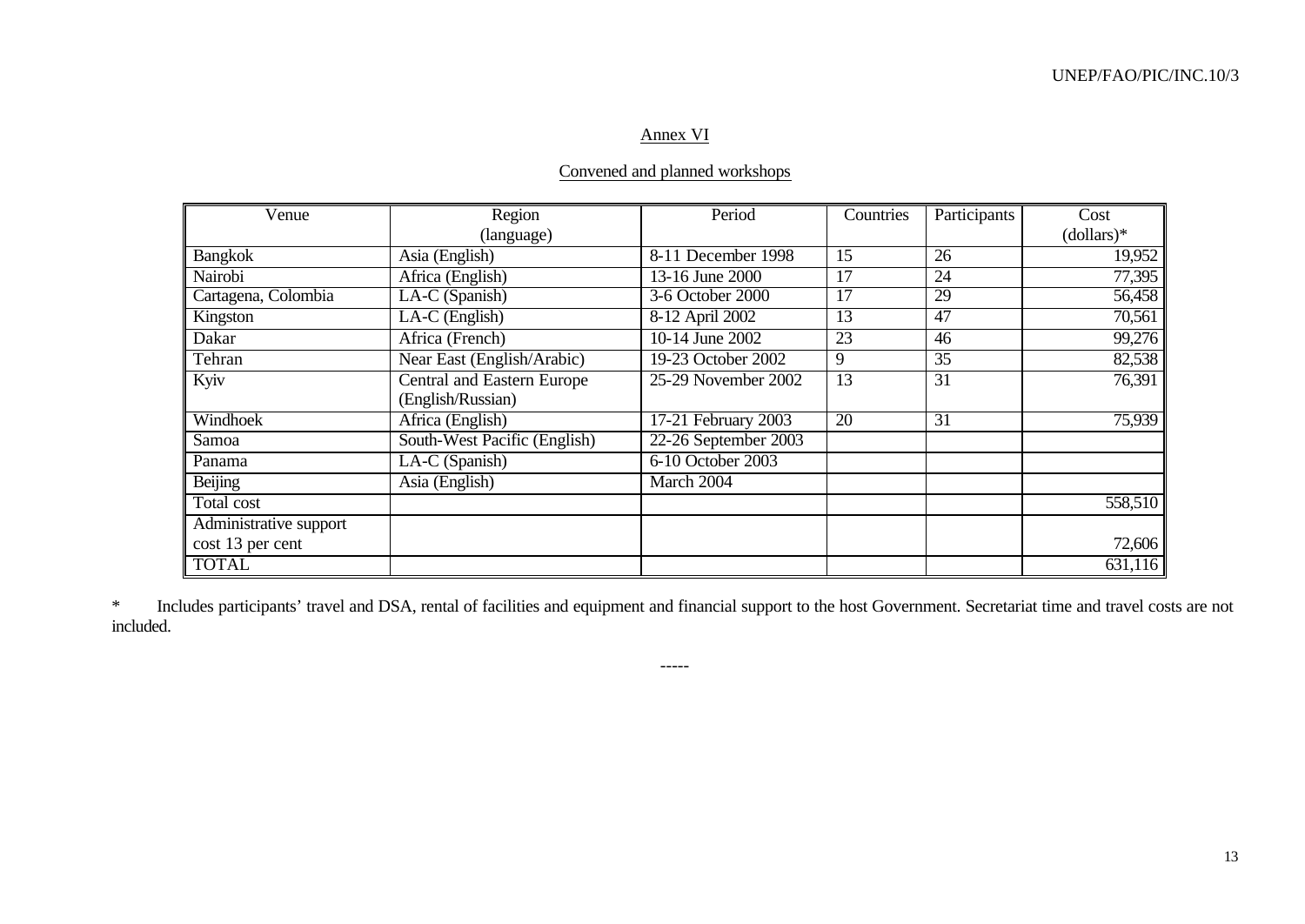## Annex VI

### Convened and planned workshops

| Venue | Region (language) | Period | Countries | Participants | Cost (dollars)* |
|---|---|---|---|---|---|
| Bangkok | Asia (English) | 8-11 December 1998 | 15 | 26 | 19,952 |
| Nairobi | Africa (English) | 13-16 June 2000 | 17 | 24 | 77,395 |
| Cartagena, Colombia | LA-C (Spanish) | 3-6 October 2000 | 17 | 29 | 56,458 |
| Kingston | LA-C (English) | 8-12 April 2002 | 13 | 47 | 70,561 |
| Dakar | Africa (French) | 10-14 June 2002 | 23 | 46 | 99,276 |
| Tehran | Near East (English/Arabic) | 19-23 October 2002 | 9 | 35 | 82,538 |
| Kyiv | Central and Eastern Europe (English/Russian) | 25-29 November 2002 | 13 | 31 | 76,391 |
| Windhoek | Africa (English) | 17-21 February 2003 | 20 | 31 | 75,939 |
| Samoa | South-West Pacific (English) | 22-26 September 2003 | | | |
| Panama | LA-C (Spanish) | 6-10 October 2003 | | | |
| Beijing | Asia (English) | March 2004 | | | |
| Total cost | | | | | 558,510 |
| Administrative support cost 13 per cent | | | | | 72,606 |
| TOTAL | | | | | 631,116 |

\* Includes participants' travel and DSA, rental of facilities and equipment and financial support to the host Government. Secretariat time and travel costs are not included.

-----